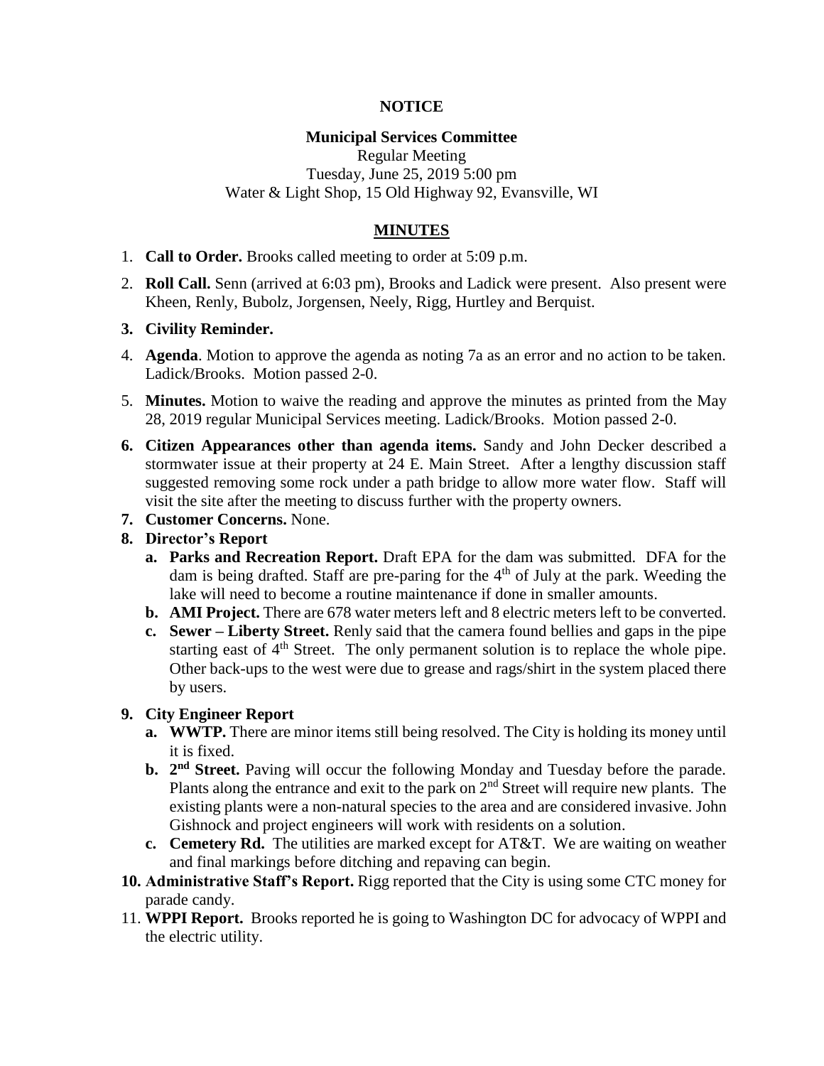**NOTICE**

**Municipal Services Committee**
Regular Meeting
Tuesday, June 25, 2019 5:00 pm
Water & Light Shop, 15 Old Highway 92, Evansville, WI

**MINUTES**

1. **Call to Order.** Brooks called meeting to order at 5:09 p.m.
2. **Roll Call.** Senn (arrived at 6:03 pm), Brooks and Ladick were present. Also present were Kheen, Renly, Bubolz, Jorgensen, Neely, Rigg, Hurtley and Berquist.
3. **Civility Reminder.**
4. **Agenda**. Motion to approve the agenda as noting 7a as an error and no action to be taken. Ladick/Brooks. Motion passed 2-0.
5. **Minutes.** Motion to waive the reading and approve the minutes as printed from the May 28, 2019 regular Municipal Services meeting. Ladick/Brooks. Motion passed 2-0.
6. **Citizen Appearances other than agenda items.** Sandy and John Decker described a stormwater issue at their property at 24 E. Main Street. After a lengthy discussion staff suggested removing some rock under a path bridge to allow more water flow. Staff will visit the site after the meeting to discuss further with the property owners.
7. **Customer Concerns.** None.
8. **Director's Report**
   a. **Parks and Recreation Report.** Draft EPA for the dam was submitted. DFA for the dam is being drafted. Staff are pre-paring for the 4th of July at the park. Weeding the lake will need to become a routine maintenance if done in smaller amounts.
   b. **AMI Project.** There are 678 water meters left and 8 electric meters left to be converted.
   c. **Sewer – Liberty Street.** Renly said that the camera found bellies and gaps in the pipe starting east of 4th Street. The only permanent solution is to replace the whole pipe. Other back-ups to the west were due to grease and rags/shirt in the system placed there by users.
9. **City Engineer Report**
   a. **WWTP.** There are minor items still being resolved. The City is holding its money until it is fixed.
   b. **2nd Street.** Paving will occur the following Monday and Tuesday before the parade. Plants along the entrance and exit to the park on 2nd Street will require new plants. The existing plants were a non-natural species to the area and are considered invasive. John Gishnock and project engineers will work with residents on a solution.
   c. **Cemetery Rd.** The utilities are marked except for AT&T. We are waiting on weather and final markings before ditching and repaving can begin.
10. **Administrative Staff's Report.** Rigg reported that the City is using some CTC money for parade candy.
11. **WPPI Report.** Brooks reported he is going to Washington DC for advocacy of WPPI and the electric utility.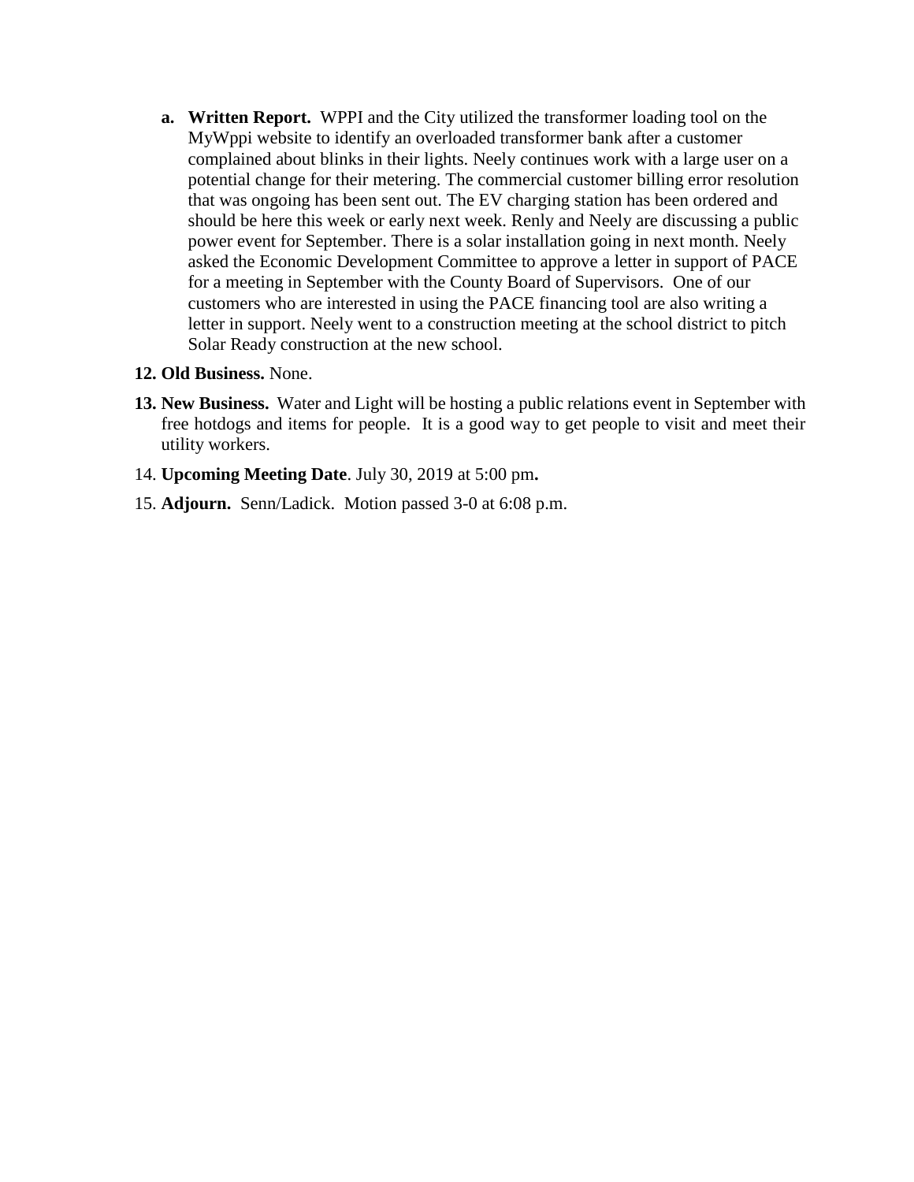a. **Written Report.** WPPI and the City utilized the transformer loading tool on the MyWppi website to identify an overloaded transformer bank after a customer complained about blinks in their lights. Neely continues work with a large user on a potential change for their metering. The commercial customer billing error resolution that was ongoing has been sent out. The EV charging station has been ordered and should be here this week or early next week. Renly and Neely are discussing a public power event for September. There is a solar installation going in next month. Neely asked the Economic Development Committee to approve a letter in support of PACE for a meeting in September with the County Board of Supervisors. One of our customers who are interested in using the PACE financing tool are also writing a letter in support. Neely went to a construction meeting at the school district to pitch Solar Ready construction at the new school.

**12. Old Business.** None.

**13. New Business.** Water and Light will be hosting a public relations event in September with free hotdogs and items for people. It is a good way to get people to visit and meet their utility workers.

14. **Upcoming Meeting Date**. July 30, 2019 at 5:00 pm**.**

15. **Adjourn.** Senn/Ladick. Motion passed 3-0 at 6:08 p.m.